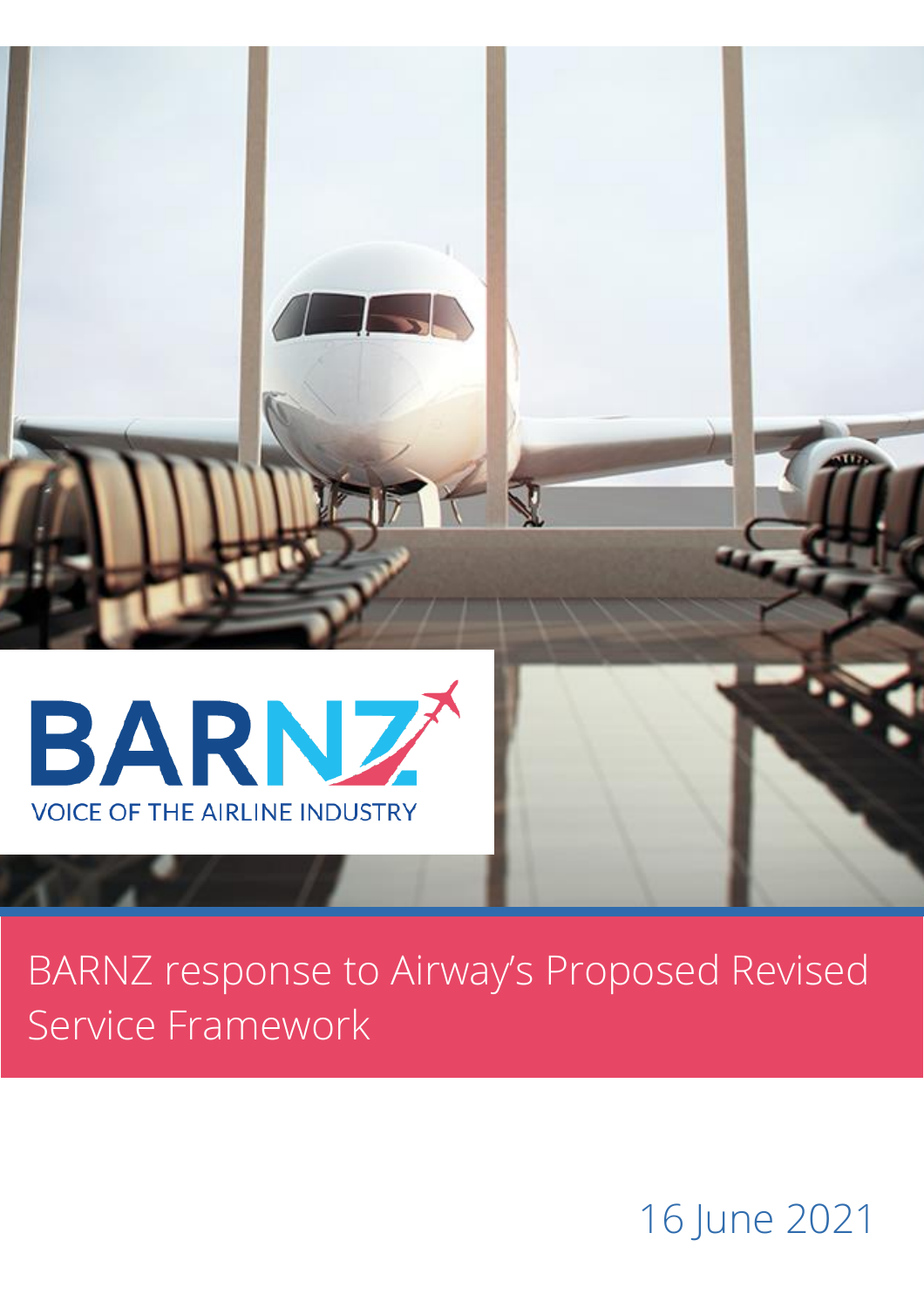BARNZ

VOICE OF THE AIRLINE INDUSTRY

# BARNZ response to Airway's Proposed Revised Service Framework

16 June 2021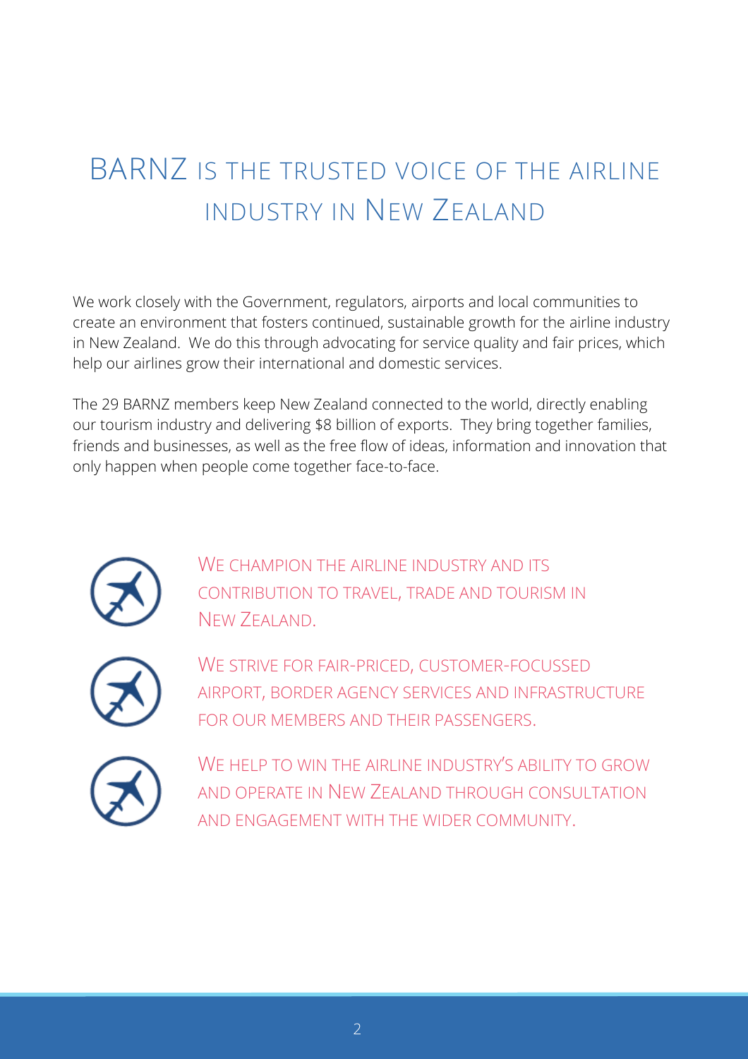# BARNZ is the trusted voice of the airline industry in New Zealand

We work closely with the Government, regulators, airports and local communities to create an environment that fosters continued, sustainable growth for the airline industry in New Zealand. We do this through advocating for service quality and fair prices, which help our airlines grow their international and domestic services.

The 29 BARNZ members keep New Zealand connected to the world, directly enabling our tourism industry and delivering $8 billion of exports. They bring together families, friends and businesses, as well as the free flow of ideas, information and innovation that only happen when people come together face-to-face.

- We champion the airline industry and its contribution to travel, trade and tourism in New Zealand.
- We strive for fair-priced, customer-focussed airport, border agency services and infrastructure for our members and their passengers.
- We help to win the airline industry's ability to grow and operate in New Zealand through consultation and engagement with the wider community.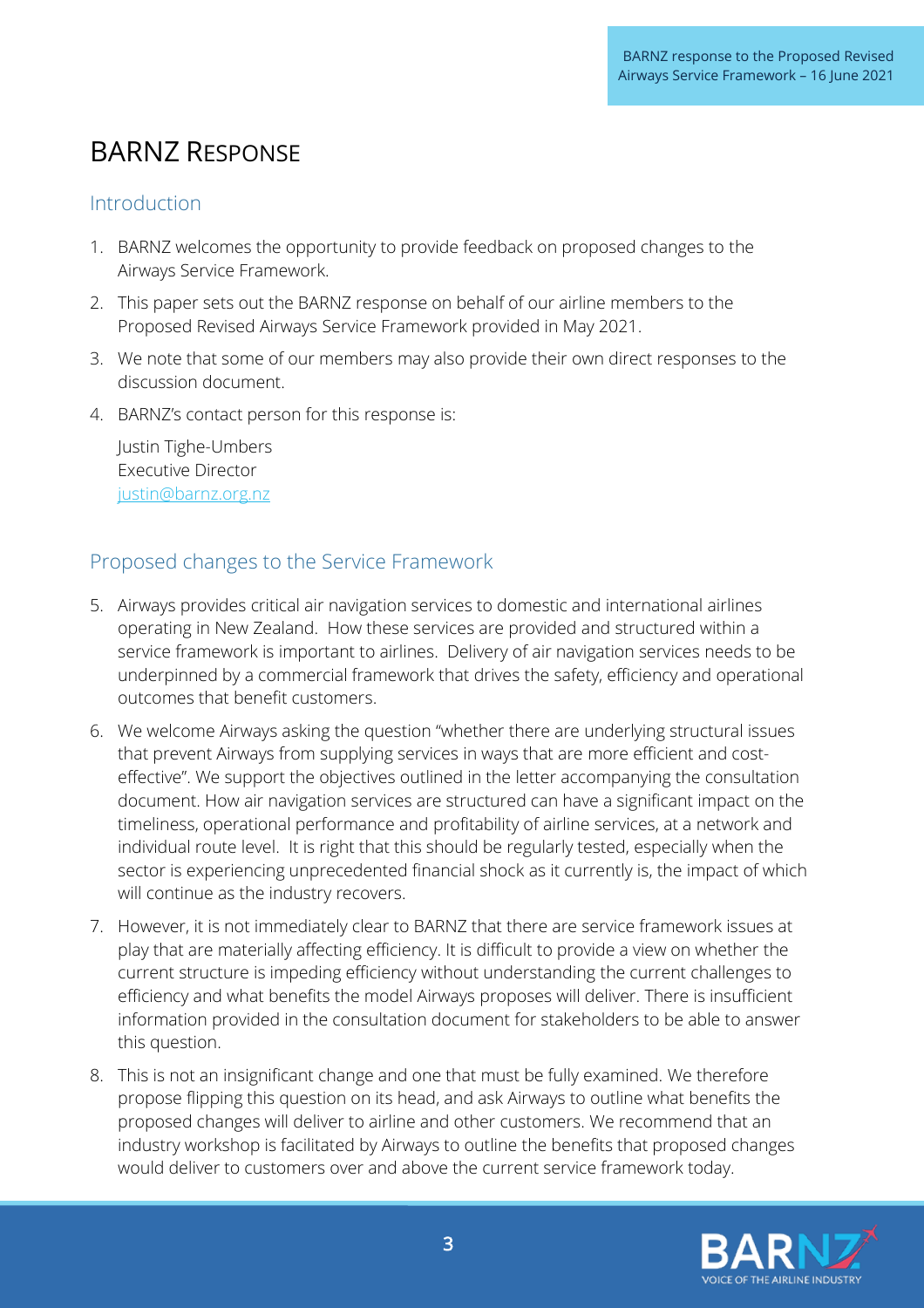# BARNZ Response

## Introduction

1. BARNZ welcomes the opportunity to provide feedback on proposed changes to the Airways Service Framework.
2. This paper sets out the BARNZ response on behalf of our airline members to the Proposed Revised Airways Service Framework provided in May 2021.
3. We note that some of our members may also provide their own direct responses to the discussion document.
4. BARNZ's contact person for this response is:

   Justin Tighe-Umbers
   Executive Director
   justin@barnz.org.nz

## Proposed changes to the Service Framework

5. Airways provides critical air navigation services to domestic and international airlines operating in New Zealand. How these services are provided and structured within a service framework is important to airlines. Delivery of air navigation services needs to be underpinned by a commercial framework that drives the safety, efficiency and operational outcomes that benefit customers.
6. We welcome Airways asking the question "whether there are underlying structural issues that prevent Airways from supplying services in ways that are more efficient and cost-effective". We support the objectives outlined in the letter accompanying the consultation document. How air navigation services are structured can have a significant impact on the timeliness, operational performance and profitability of airline services, at a network and individual route level. It is right that this should be regularly tested, especially when the sector is experiencing unprecedented financial shock as it currently is, the impact of which will continue as the industry recovers.
7. However, it is not immediately clear to BARNZ that there are service framework issues at play that are materially affecting efficiency. It is difficult to provide a view on whether the current structure is impeding efficiency without understanding the current challenges to efficiency and what benefits the model Airways proposes will deliver. There is insufficient information provided in the consultation document for stakeholders to be able to answer this question.
8. This is not an insignificant change and one that must be fully examined. We therefore propose flipping this question on its head, and ask Airways to outline what benefits the proposed changes will deliver to airline and other customers. We recommend that an industry workshop is facilitated by Airways to outline the benefits that proposed changes would deliver to customers over and above the current service framework today.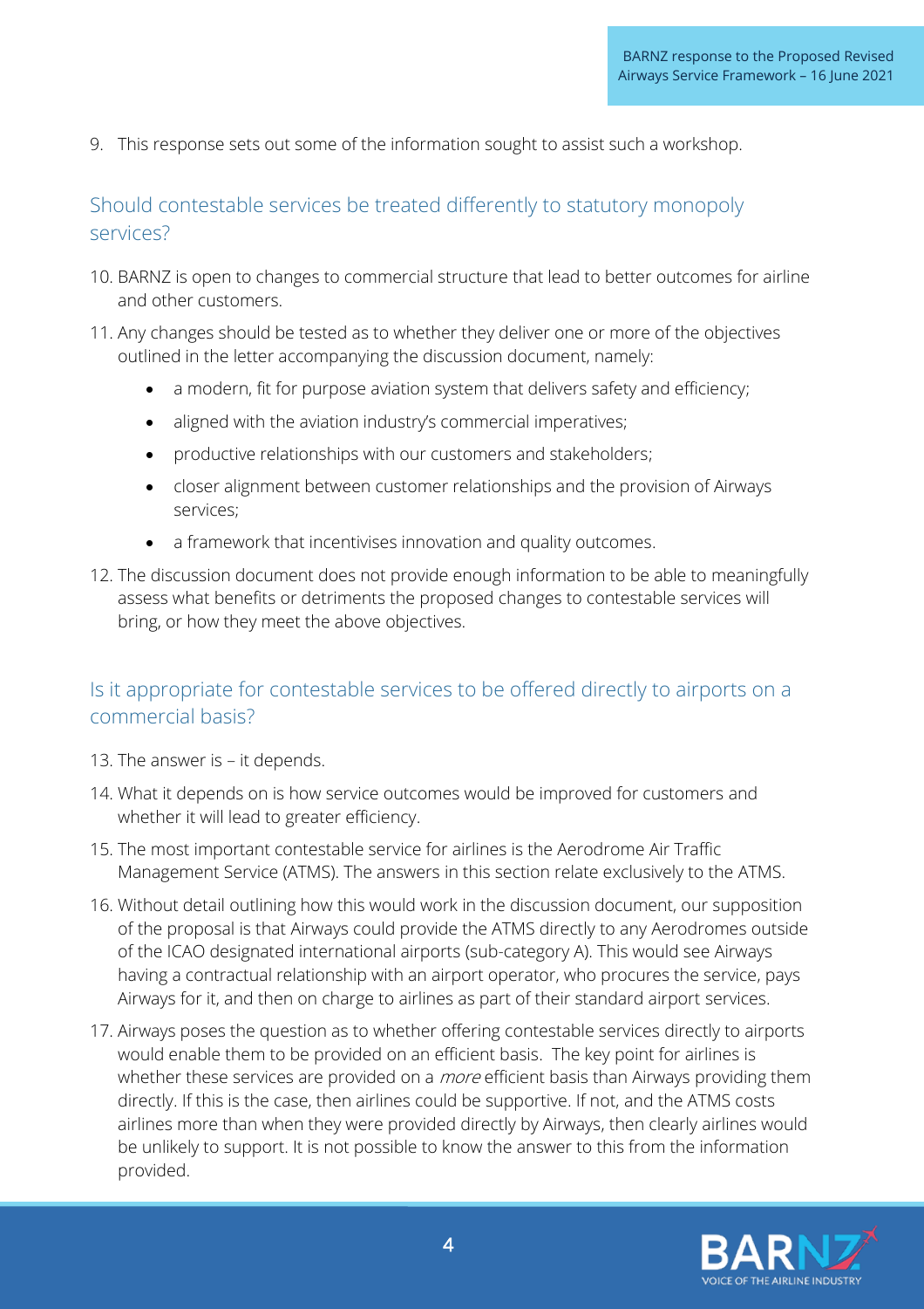9. This response sets out some of the information sought to assist such a workshop.

## Should contestable services be treated differently to statutory monopoly services?

10. BARNZ is open to changes to commercial structure that lead to better outcomes for airline and other customers.
11. Any changes should be tested as to whether they deliver one or more of the objectives outlined in the letter accompanying the discussion document, namely:
    - a modern, fit for purpose aviation system that delivers safety and efficiency;
    - aligned with the aviation industry's commercial imperatives;
    - productive relationships with our customers and stakeholders;
    - closer alignment between customer relationships and the provision of Airways services;
    - a framework that incentivises innovation and quality outcomes.
12. The discussion document does not provide enough information to be able to meaningfully assess what benefits or detriments the proposed changes to contestable services will bring, or how they meet the above objectives.

## Is it appropriate for contestable services to be offered directly to airports on a commercial basis?

13. The answer is – it depends.
14. What it depends on is how service outcomes would be improved for customers and whether it will lead to greater efficiency.
15. The most important contestable service for airlines is the Aerodrome Air Traffic Management Service (ATMS). The answers in this section relate exclusively to the ATMS.
16. Without detail outlining how this would work in the discussion document, our supposition of the proposal is that Airways could provide the ATMS directly to any Aerodromes outside of the ICAO designated international airports (sub-category A). This would see Airways having a contractual relationship with an airport operator, who procures the service, pays Airways for it, and then on charge to airlines as part of their standard airport services.
17. Airways poses the question as to whether offering contestable services directly to airports would enable them to be provided on an efficient basis. The key point for airlines is whether these services are provided on a *more* efficient basis than Airways providing them directly. If this is the case, then airlines could be supportive. If not, and the ATMS costs airlines more than when they were provided directly by Airways, then clearly airlines would be unlikely to support. It is not possible to know the answer to this from the information provided.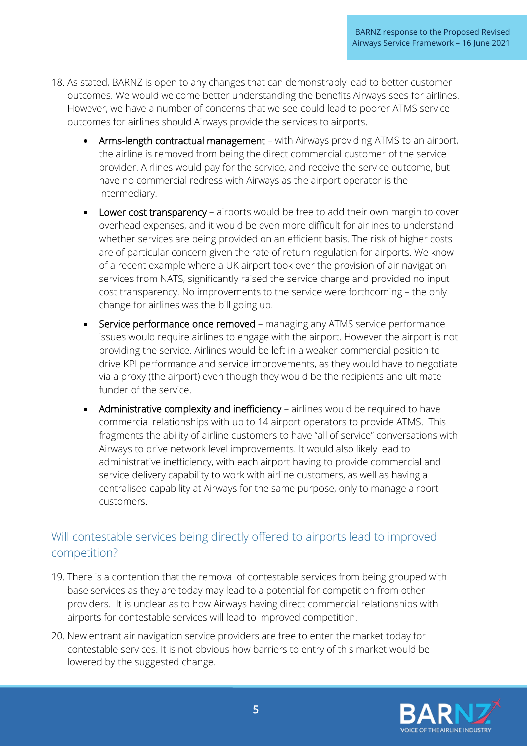18. As stated, BARNZ is open to any changes that can demonstrably lead to better customer outcomes. We would welcome better understanding the benefits Airways sees for airlines. However, we have a number of concerns that we see could lead to poorer ATMS service outcomes for airlines should Airways provide the services to airports.

    - Arms-length contractual management – with Airways providing ATMS to an airport, the airline is removed from being the direct commercial customer of the service provider. Airlines would pay for the service, and receive the service outcome, but have no commercial redress with Airways as the airport operator is the intermediary.
    - Lower cost transparency – airports would be free to add their own margin to cover overhead expenses, and it would be even more difficult for airlines to understand whether services are being provided on an efficient basis. The risk of higher costs are of particular concern given the rate of return regulation for airports. We know of a recent example where a UK airport took over the provision of air navigation services from NATS, significantly raised the service charge and provided no input cost transparency. No improvements to the service were forthcoming – the only change for airlines was the bill going up.
    - Service performance once removed – managing any ATMS service performance issues would require airlines to engage with the airport. However the airport is not providing the service. Airlines would be left in a weaker commercial position to drive KPI performance and service improvements, as they would have to negotiate via a proxy (the airport) even though they would be the recipients and ultimate funder of the service.
    - Administrative complexity and inefficiency – airlines would be required to have commercial relationships with up to 14 airport operators to provide ATMS. This fragments the ability of airline customers to have "all of service" conversations with Airways to drive network level improvements. It would also likely lead to administrative inefficiency, with each airport having to provide commercial and service delivery capability to work with airline customers, as well as having a centralised capability at Airways for the same purpose, only to manage airport customers.

## Will contestable services being directly offered to airports lead to improved competition?

19. There is a contention that the removal of contestable services from being grouped with base services as they are today may lead to a potential for competition from other providers. It is unclear as to how Airways having direct commercial relationships with airports for contestable services will lead to improved competition.

20. New entrant air navigation service providers are free to enter the market today for contestable services. It is not obvious how barriers to entry of this market would be lowered by the suggested change.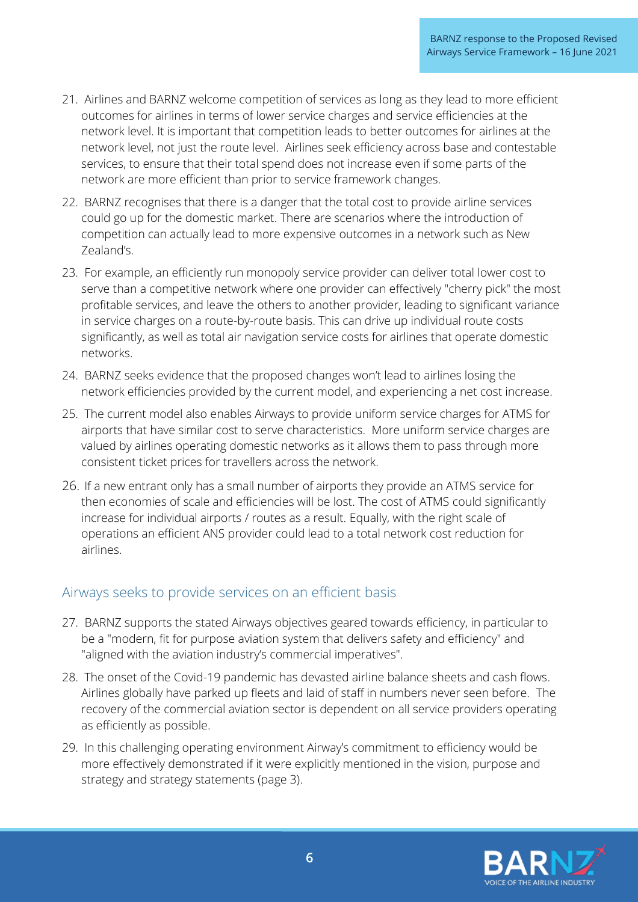21. Airlines and BARNZ welcome competition of services as long as they lead to more efficient outcomes for airlines in terms of lower service charges and service efficiencies at the network level. It is important that competition leads to better outcomes for airlines at the network level, not just the route level. Airlines seek efficiency across base and contestable services, to ensure that their total spend does not increase even if some parts of the network are more efficient than prior to service framework changes.
22. BARNZ recognises that there is a danger that the total cost to provide airline services could go up for the domestic market. There are scenarios where the introduction of competition can actually lead to more expensive outcomes in a network such as New Zealand's.
23. For example, an efficiently run monopoly service provider can deliver total lower cost to serve than a competitive network where one provider can effectively "cherry pick" the most profitable services, and leave the others to another provider, leading to significant variance in service charges on a route-by-route basis. This can drive up individual route costs significantly, as well as total air navigation service costs for airlines that operate domestic networks.
24. BARNZ seeks evidence that the proposed changes won't lead to airlines losing the network efficiencies provided by the current model, and experiencing a net cost increase.
25. The current model also enables Airways to provide uniform service charges for ATMS for airports that have similar cost to serve characteristics. More uniform service charges are valued by airlines operating domestic networks as it allows them to pass through more consistent ticket prices for travellers across the network.
26. If a new entrant only has a small number of airports they provide an ATMS service for then economies of scale and efficiencies will be lost. The cost of ATMS could significantly increase for individual airports / routes as a result. Equally, with the right scale of operations an efficient ANS provider could lead to a total network cost reduction for airlines.

## Airways seeks to provide services on an efficient basis

27. BARNZ supports the stated Airways objectives geared towards efficiency, in particular to be a "modern, fit for purpose aviation system that delivers safety and efficiency" and "aligned with the aviation industry's commercial imperatives".
28. The onset of the Covid-19 pandemic has devasted airline balance sheets and cash flows. Airlines globally have parked up fleets and laid of staff in numbers never seen before. The recovery of the commercial aviation sector is dependent on all service providers operating as efficiently as possible.
29. In this challenging operating environment Airway's commitment to efficiency would be more effectively demonstrated if it were explicitly mentioned in the vision, purpose and strategy and strategy statements (page 3).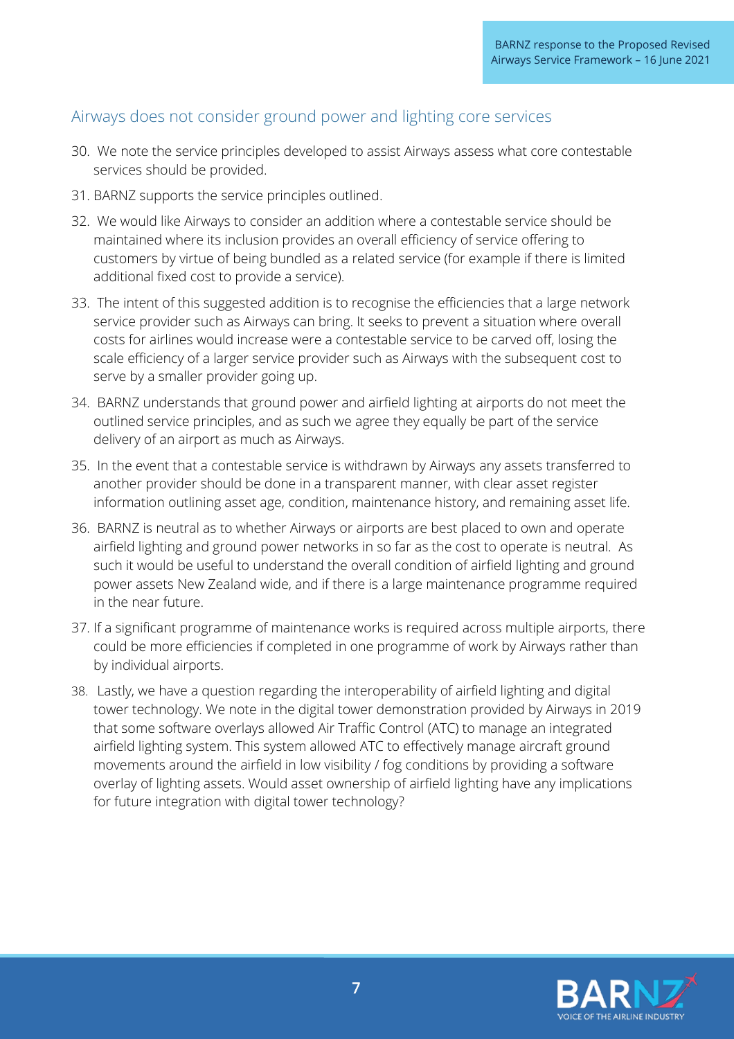## Airways does not consider ground power and lighting core services

30. We note the service principles developed to assist Airways assess what core contestable services should be provided.
31. BARNZ supports the service principles outlined.
32. We would like Airways to consider an addition where a contestable service should be maintained where its inclusion provides an overall efficiency of service offering to customers by virtue of being bundled as a related service (for example if there is limited additional fixed cost to provide a service).
33. The intent of this suggested addition is to recognise the efficiencies that a large network service provider such as Airways can bring. It seeks to prevent a situation where overall costs for airlines would increase were a contestable service to be carved off, losing the scale efficiency of a larger service provider such as Airways with the subsequent cost to serve by a smaller provider going up.
34. BARNZ understands that ground power and airfield lighting at airports do not meet the outlined service principles, and as such we agree they equally be part of the service delivery of an airport as much as Airways.
35. In the event that a contestable service is withdrawn by Airways any assets transferred to another provider should be done in a transparent manner, with clear asset register information outlining asset age, condition, maintenance history, and remaining asset life.
36. BARNZ is neutral as to whether Airways or airports are best placed to own and operate airfield lighting and ground power networks in so far as the cost to operate is neutral. As such it would be useful to understand the overall condition of airfield lighting and ground power assets New Zealand wide, and if there is a large maintenance programme required in the near future.
37. If a significant programme of maintenance works is required across multiple airports, there could be more efficiencies if completed in one programme of work by Airways rather than by individual airports.
38. Lastly, we have a question regarding the interoperability of airfield lighting and digital tower technology. We note in the digital tower demonstration provided by Airways in 2019 that some software overlays allowed Air Traffic Control (ATC) to manage an integrated airfield lighting system. This system allowed ATC to effectively manage aircraft ground movements around the airfield in low visibility / fog conditions by providing a software overlay of lighting assets. Would asset ownership of airfield lighting have any implications for future integration with digital tower technology?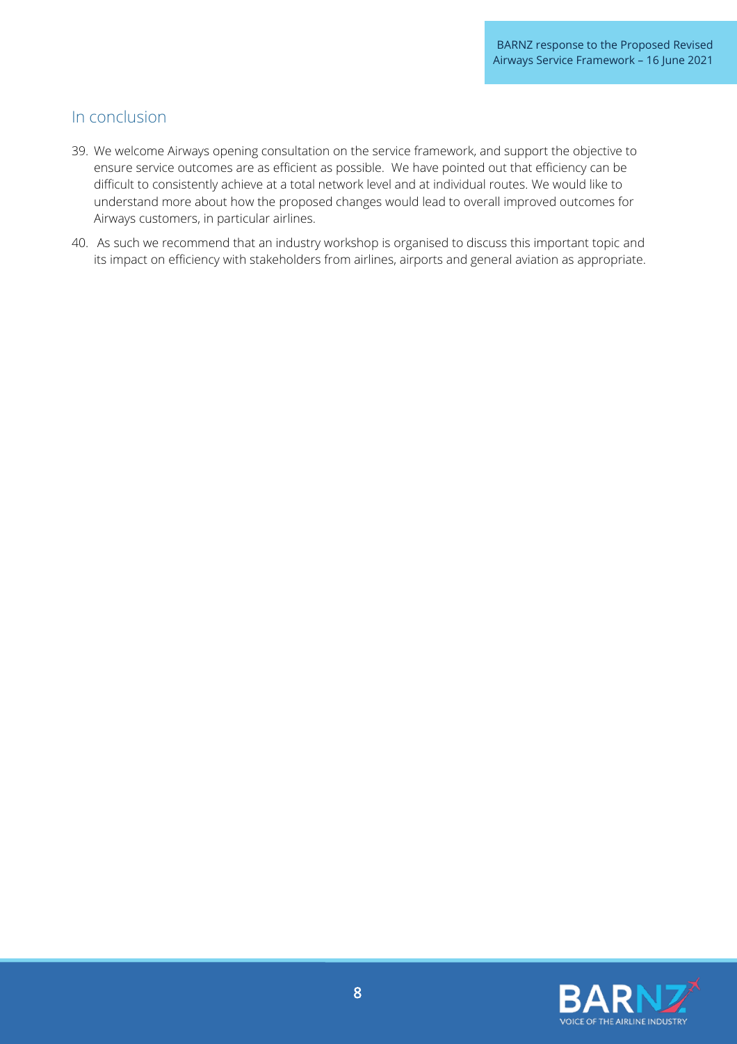## In conclusion

39. We welcome Airways opening consultation on the service framework, and support the objective to ensure service outcomes are as efficient as possible. We have pointed out that efficiency can be difficult to consistently achieve at a total network level and at individual routes. We would like to understand more about how the proposed changes would lead to overall improved outcomes for Airways customers, in particular airlines.
40. As such we recommend that an industry workshop is organised to discuss this important topic and its impact on efficiency with stakeholders from airlines, airports and general aviation as appropriate.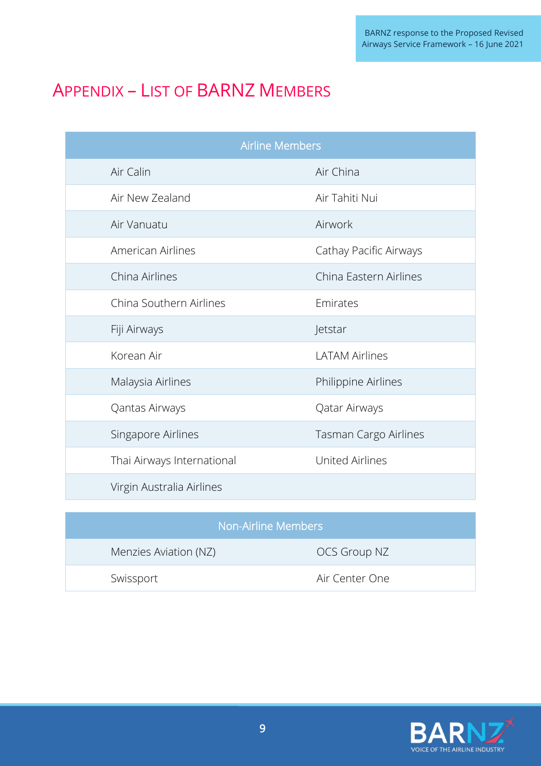# APPENDIX – LIST OF BARNZ MEMBERS

| Airline Members | |
|---|---|
| Air Calin | Air China |
| Air New Zealand | Air Tahiti Nui |
| Air Vanuatu | Airwork |
| American Airlines | Cathay Pacific Airways |
| China Airlines | China Eastern Airlines |
| China Southern Airlines | Emirates |
| Fiji Airways | Jetstar |
| Korean Air | LATAM Airlines |
| Malaysia Airlines | Philippine Airlines |
| Qantas Airways | Qatar Airways |
| Singapore Airlines | Tasman Cargo Airlines |
| Thai Airways International | United Airlines |
| Virgin Australia Airlines | |

| Non-Airline Members | |
|---|---|
| Menzies Aviation (NZ) | OCS Group NZ |
| Swissport | Air Center One |